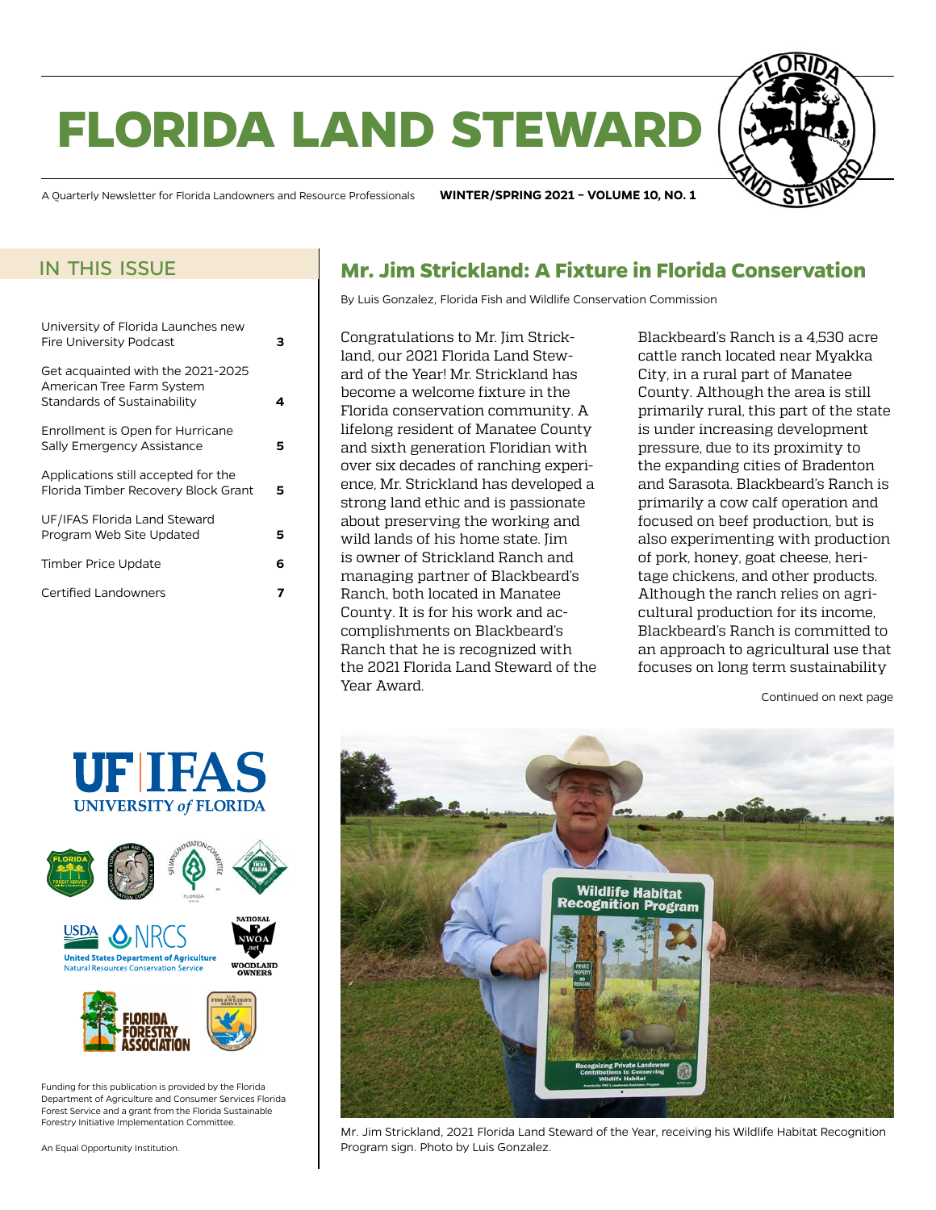# FLORIDA LAND STEWARD

A Quarterly Newsletter for Florida Landowners and Resource Professionals **WINTER/SPRING 2021 – VOLUME 10, NO. 1**

## IN THIS ISSUE

| | |
|---|---|
| University of Florida Launches new Fire University Podcast | **3** |
| Get acquainted with the 2021-2025 American Tree Farm System Standards of Sustainability | **4** |
| Enrollment is Open for Hurricane Sally Emergency Assistance | **5** |
| Applications still accepted for the Florida Timber Recovery Block Grant | **5** |
| UF/IFAS Florida Land Steward Program Web Site Updated | **5** |
| Timber Price Update | **6** |
| Certified Landowners | **7** |

Funding for this publication is provided by the Florida Department of Agriculture and Consumer Services Florida Forest Service and a grant from the Florida Sustainable Forestry Initiative Implementation Committee.

An Equal Opportunity Institution.

## Mr. Jim Strickland: A Fixture in Florida Conservation

By Luis Gonzalez, Florida Fish and Wildlife Conservation Commission

Congratulations to Mr. Jim Strickland, our 2021 Florida Land Steward of the Year! Mr. Strickland has become a welcome fixture in the Florida conservation community. A lifelong resident of Manatee County and sixth generation Floridian with over six decades of ranching experience, Mr. Strickland has developed a strong land ethic and is passionate about preserving the working and wild lands of his home state. Jim is owner of Strickland Ranch and managing partner of Blackbeard's Ranch, both located in Manatee County. It is for his work and accomplishments on Blackbeard's Ranch that he is recognized with the 2021 Florida Land Steward of the Year Award.

Blackbeard's Ranch is a 4,530 acre cattle ranch located near Myakka City, in a rural part of Manatee County. Although the area is still primarily rural, this part of the state is under increasing development pressure, due to its proximity to the expanding cities of Bradenton and Sarasota. Blackbeard's Ranch is primarily a cow calf operation and focused on beef production, but is also experimenting with production of pork, honey, goat cheese, heritage chickens, and other products. Although the ranch relies on agricultural production for its income, Blackbeard's Ranch is committed to an approach to agricultural use that focuses on long term sustainability

Continued on next page

Mr. Jim Strickland, 2021 Florida Land Steward of the Year, receiving his Wildlife Habitat Recognition Program sign. Photo by Luis Gonzalez.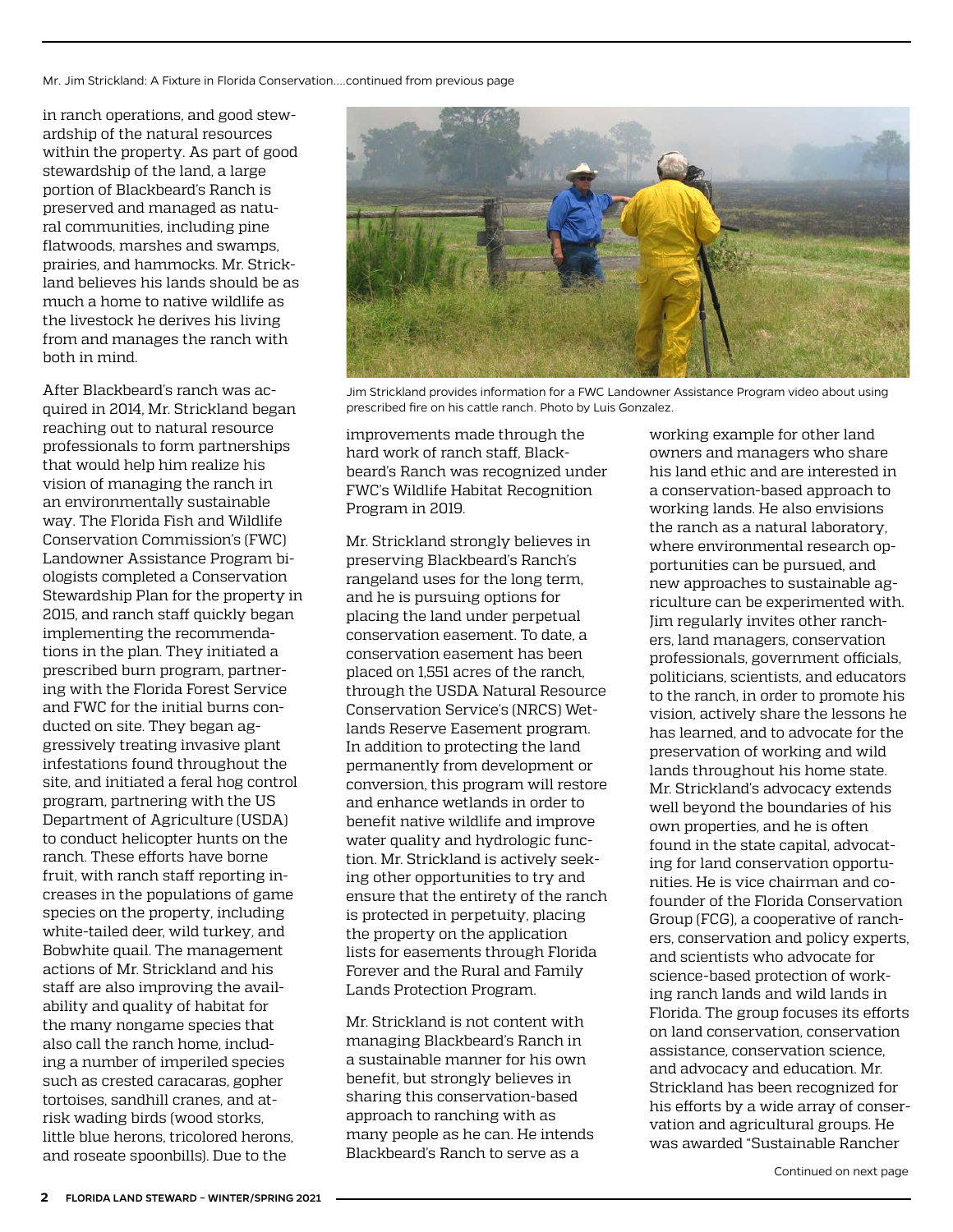Mr. Jim Strickland: A Fixture in Florida Conservation....continued from previous page

in ranch operations, and good stewardship of the natural resources within the property. As part of good stewardship of the land, a large portion of Blackbeard's Ranch is preserved and managed as natural communities, including pine flatwoods, marshes and swamps, prairies, and hammocks. Mr. Strickland believes his lands should be as much a home to native wildlife as the livestock he derives his living from and manages the ranch with both in mind.

After Blackbeard's ranch was acquired in 2014, Mr. Strickland began reaching out to natural resource professionals to form partnerships that would help him realize his vision of managing the ranch in an environmentally sustainable way. The Florida Fish and Wildlife Conservation Commission's (FWC) Landowner Assistance Program biologists completed a Conservation Stewardship Plan for the property in 2015, and ranch staff quickly began implementing the recommendations in the plan. They initiated a prescribed burn program, partnering with the Florida Forest Service and FWC for the initial burns conducted on site. They began aggressively treating invasive plant infestations found throughout the site, and initiated a feral hog control program, partnering with the US Department of Agriculture (USDA) to conduct helicopter hunts on the ranch. These efforts have borne fruit, with ranch staff reporting increases in the populations of game species on the property, including white-tailed deer, wild turkey, and Bobwhite quail. The management actions of Mr. Strickland and his staff are also improving the availability and quality of habitat for the many nongame species that also call the ranch home, including a number of imperiled species such as crested caracaras, gopher tortoises, sandhill cranes, and at-risk wading birds (wood storks, little blue herons, tricolored herons, and roseate spoonbills). Due to the improvements made through the hard work of ranch staff, Blackbeard's Ranch was recognized under FWC's Wildlife Habitat Recognition Program in 2019.

Jim Strickland provides information for a FWC Landowner Assistance Program video about using prescribed fire on his cattle ranch. Photo by Luis Gonzalez.

Mr. Strickland strongly believes in preserving Blackbeard's Ranch's rangeland uses for the long term, and he is pursuing options for placing the land under perpetual conservation easement. To date, a conservation easement has been placed on 1,551 acres of the ranch, through the USDA Natural Resource Conservation Service's (NRCS) Wetlands Reserve Easement program. In addition to protecting the land permanently from development or conversion, this program will restore and enhance wetlands in order to benefit native wildlife and improve water quality and hydrologic function. Mr. Strickland is actively seeking other opportunities to try and ensure that the entirety of the ranch is protected in perpetuity, placing the property on the application lists for easements through Florida Forever and the Rural and Family Lands Protection Program.

Mr. Strickland is not content with managing Blackbeard's Ranch in a sustainable manner for his own benefit, but strongly believes in sharing this conservation-based approach to ranching with as many people as he can. He intends Blackbeard's Ranch to serve as a working example for other land owners and managers who share his land ethic and are interested in a conservation-based approach to working lands. He also envisions the ranch as a natural laboratory, where environmental research opportunities can be pursued, and new approaches to sustainable agriculture can be experimented with. Jim regularly invites other ranchers, land managers, conservation professionals, government officials, politicians, scientists, and educators to the ranch, in order to promote his vision, actively share the lessons he has learned, and to advocate for the preservation of working and wild lands throughout his home state. Mr. Strickland's advocacy extends well beyond the boundaries of his own properties, and he is often found in the state capital, advocating for land conservation opportunities. He is vice chairman and cofounder of the Florida Conservation Group (FCG), a cooperative of ranchers, conservation and policy experts, and scientists who advocate for science-based protection of working ranch lands and wild lands in Florida. The group focuses its efforts on land conservation, conservation assistance, conservation science, and advocacy and education. Mr. Strickland has been recognized for his efforts by a wide array of conservation and agricultural groups. He was awarded "Sustainable Rancher

Continued on next page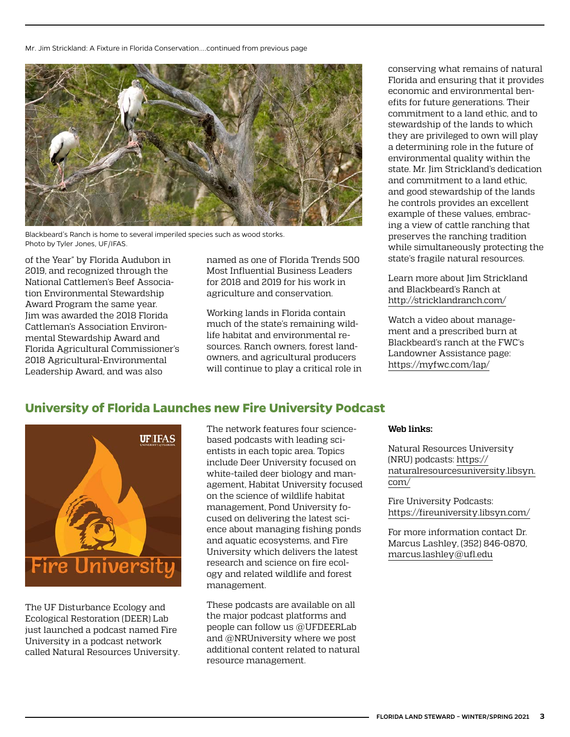Mr. Jim Strickland: A Fixture in Florida Conservation….continued from previous page

Blackbeard's Ranch is home to several imperiled species such as wood storks. Photo by Tyler Jones, UF/IFAS.

of the Year" by Florida Audubon in 2019, and recognized through the National Cattlemen's Beef Association Environmental Stewardship Award Program the same year. Jim was awarded the 2018 Florida Cattleman's Association Environmental Stewardship Award and Florida Agricultural Commissioner's 2018 Agricultural-Environmental Leadership Award, and was also named as one of Florida Trends 500 Most Influential Business Leaders for 2018 and 2019 for his work in agriculture and conservation.

Working lands in Florida contain much of the state's remaining wildlife habitat and environmental resources. Ranch owners, forest landowners, and agricultural producers will continue to play a critical role in conserving what remains of natural Florida and ensuring that it provides economic and environmental benefits for future generations. Their commitment to a land ethic, and to stewardship of the lands to which they are privileged to own will play a determining role in the future of environmental quality within the state. Mr. Jim Strickland's dedication and commitment to a land ethic, and good stewardship of the lands he controls provides an excellent example of these values, embracing a view of cattle ranching that preserves the ranching tradition while simultaneously protecting the state's fragile natural resources.

Learn more about Jim Strickland and Blackbeard's Ranch at http://stricklandranch.com/

Watch a video about management and a prescribed burn at Blackbeard's ranch at the FWC's Landowner Assistance page: https://myfwc.com/lap/

## University of Florida Launches new Fire University Podcast

The UF Disturbance Ecology and Ecological Restoration (DEER) Lab just launched a podcast named Fire University in a podcast network called Natural Resources University.

The network features four science-based podcasts with leading scientists in each topic area. Topics include Deer University focused on white-tailed deer biology and management, Habitat University focused on the science of wildlife habitat management, Pond University focused on delivering the latest science about managing fishing ponds and aquatic ecosystems, and Fire University which delivers the latest research and science on fire ecology and related wildlife and forest management.

These podcasts are available on all the major podcast platforms and people can follow us @UFDEERLab and @NRUniversity where we post additional content related to natural resource management.

**Web links:**

Natural Resources University (NRU) podcasts: https://naturalresourcesuniversity.libsyn.com/

Fire University Podcasts: https://fireuniversity.libsyn.com/

For more information contact Dr. Marcus Lashley, (352) 846-0870, marcus.lashley@ufl.edu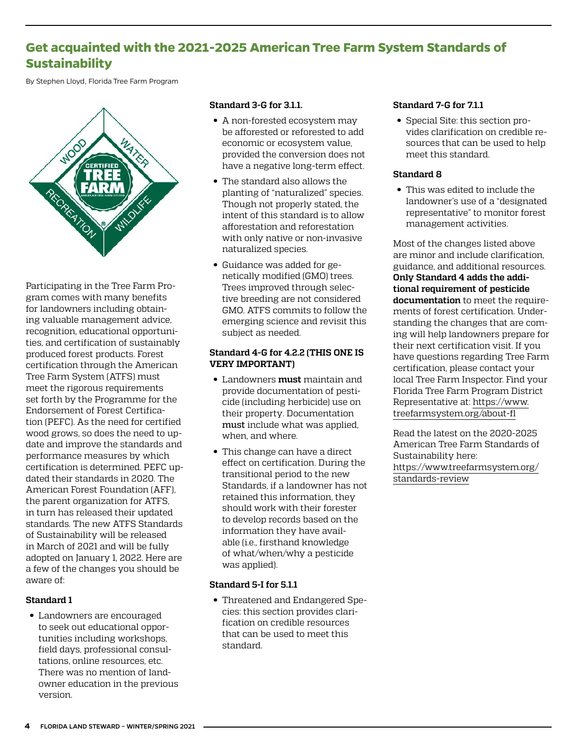## Get acquainted with the 2021-2025 American Tree Farm System Standards of Sustainability

By Stephen Lloyd, Florida Tree Farm Program

Participating in the Tree Farm Program comes with many benefits for landowners including obtaining valuable management advice, recognition, educational opportunities, and certification of sustainably produced forest products. Forest certification through the American Tree Farm System (ATFS) must meet the rigorous requirements set forth by the Programme for the Endorsement of Forest Certification (PEFC). As the need for certified wood grows, so does the need to update and improve the standards and performance measures by which certification is determined. PEFC updated their standards in 2020. The American Forest Foundation (AFF), the parent organization for ATFS, in turn has released their updated standards. The new ATFS Standards of Sustainability will be released in March of 2021 and will be fully adopted on January 1, 2022. Here are a few of the changes you should be aware of:

**Standard 1**

- Landowners are encouraged to seek out educational opportunities including workshops, field days, professional consultations, online resources, etc. There was no mention of landowner education in the previous version.

**Standard 3-G for 3.1.1.**

- A non-forested ecosystem may be afforested or reforested to add economic or ecosystem value, provided the conversion does not have a negative long-term effect.
- The standard also allows the planting of "naturalized" species. Though not properly stated, the intent of this standard is to allow afforestation and reforestation with only native or non-invasive naturalized species.
- Guidance was added for genetically modified (GMO) trees. Trees improved through selective breeding are not considered GMO. ATFS commits to follow the emerging science and revisit this subject as needed.

**Standard 4-G for 4.2.2 (THIS ONE IS VERY IMPORTANT)**

- Landowners **must** maintain and provide documentation of pesticide (including herbicide) use on their property. Documentation **must** include what was applied, when, and where.
- This change can have a direct effect on certification. During the transitional period to the new Standards, if a landowner has not retained this information, they should work with their forester to develop records based on the information they have available (i.e., firsthand knowledge of what/when/why a pesticide was applied).

**Standard 5-I for 5.1.1**

- Threatened and Endangered Species: this section provides clarification on credible resources that can be used to meet this standard.

**Standard 7-G for 7.1.1**

- Special Site: this section provides clarification on credible resources that can be used to help meet this standard.

**Standard 8**

- This was edited to include the landowner's use of a "designated representative" to monitor forest management activities.

Most of the changes listed above are minor and include clarification, guidance, and additional resources. **Only Standard 4 adds the additional requirement of pesticide documentation** to meet the requirements of forest certification. Understanding the changes that are coming will help landowners prepare for their next certification visit. If you have questions regarding Tree Farm certification, please contact your local Tree Farm Inspector. Find your Florida Tree Farm Program District Representative at: https://www.treefarmsystem.org/about-fl

Read the latest on the 2020-2025 American Tree Farm Standards of Sustainability here: https://www.treefarmsystem.org/standards-review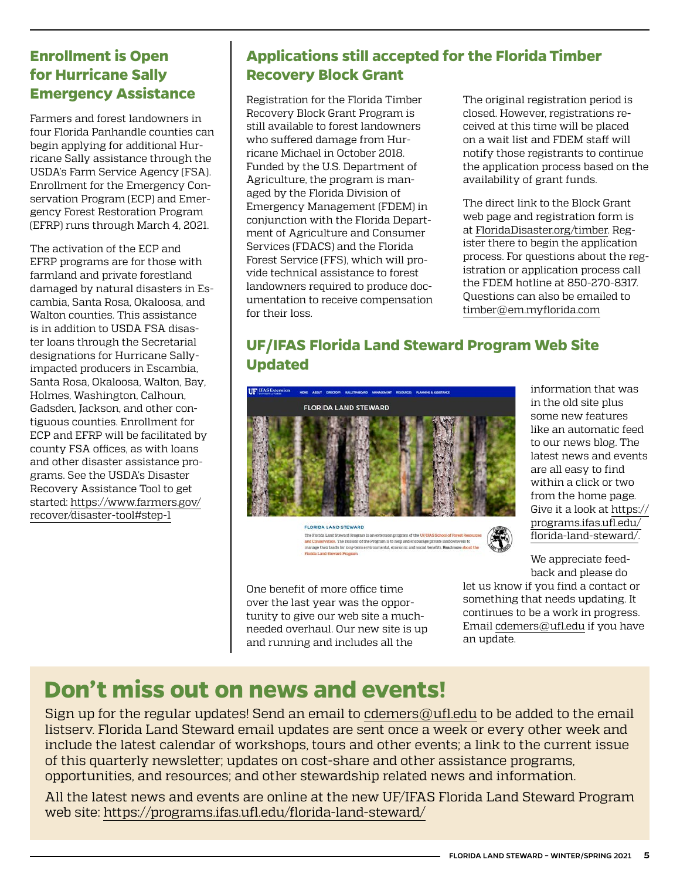## Enrollment is Open for Hurricane Sally Emergency Assistance

Farmers and forest landowners in four Florida Panhandle counties can begin applying for additional Hurricane Sally assistance through the USDA's Farm Service Agency (FSA). Enrollment for the Emergency Conservation Program (ECP) and Emergency Forest Restoration Program (EFRP) runs through March 4, 2021.

The activation of the ECP and EFRP programs are for those with farmland and private forestland damaged by natural disasters in Escambia, Santa Rosa, Okaloosa, and Walton counties. This assistance is in addition to USDA FSA disaster loans through the Secretarial designations for Hurricane Sally-impacted producers in Escambia, Santa Rosa, Okaloosa, Walton, Bay, Holmes, Washington, Calhoun, Gadsden, Jackson, and other contiguous counties. Enrollment for ECP and EFRP will be facilitated by county FSA offices, as with loans and other disaster assistance programs. See the USDA's Disaster Recovery Assistance Tool to get started: https://www.farmers.gov/recover/disaster-tool#step-1

## Applications still accepted for the Florida Timber Recovery Block Grant

Registration for the Florida Timber Recovery Block Grant Program is still available to forest landowners who suffered damage from Hurricane Michael in October 2018. Funded by the U.S. Department of Agriculture, the program is managed by the Florida Division of Emergency Management (FDEM) in conjunction with the Florida Department of Agriculture and Consumer Services (FDACS) and the Florida Forest Service (FFS), which will provide technical assistance to forest landowners required to produce documentation to receive compensation for their loss.

The original registration period is closed. However, registrations received at this time will be placed on a wait list and FDEM staff will notify those registrants to continue the application process based on the availability of grant funds.

The direct link to the Block Grant web page and registration form is at FloridaDisaster.org/timber. Register there to begin the application process. For questions about the registration or application process call the FDEM hotline at 850-270-8317. Questions can also be emailed to timber@em.myflorida.com

## UF/IFAS Florida Land Steward Program Web Site Updated

One benefit of more office time over the last year was the opportunity to give our web site a much-needed overhaul. Our new site is up and running and includes all the information that was in the old site plus some new features like an automatic feed to our news blog. The latest news and events are all easy to find within a click or two from the home page. Give it a look at https://programs.ifas.ufl.edu/florida-land-steward/.

We appreciate feedback and please do let us know if you find a contact or something that needs updating. It continues to be a work in progress. Email cdemers@ufl.edu if you have an update.

# Don't miss out on news and events!

Sign up for the regular updates! Send an email to cdemers@ufl.edu to be added to the email listserv. Florida Land Steward email updates are sent once a week or every other week and include the latest calendar of workshops, tours and other events; a link to the current issue of this quarterly newsletter; updates on cost-share and other assistance programs, opportunities, and resources; and other stewardship related news and information.

All the latest news and events are online at the new UF/IFAS Florida Land Steward Program web site: https://programs.ifas.ufl.edu/florida-land-steward/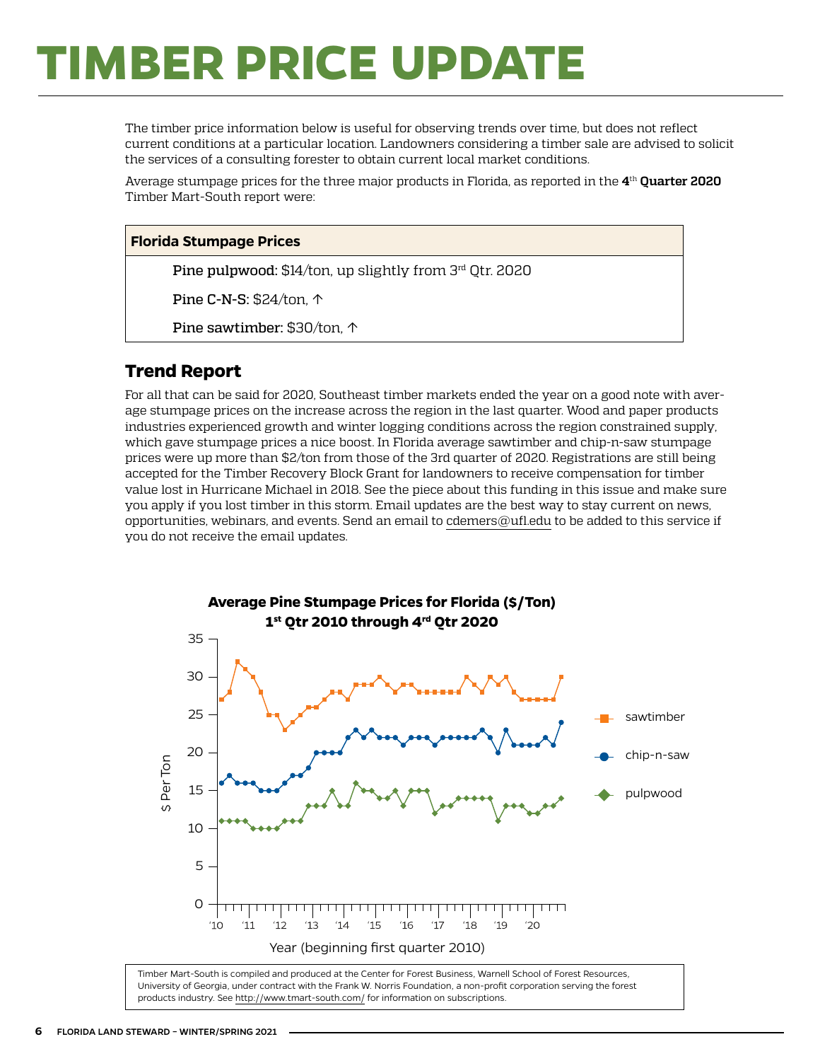# TIMBER PRICE UPDATE

The timber price information below is useful for observing trends over time, but does not reflect current conditions at a particular location. Landowners considering a timber sale are advised to solicit the services of a consulting forester to obtain current local market conditions.

Average stumpage prices for the three major products in Florida, as reported in the **4th Quarter 2020** Timber Mart-South report were:

| Florida Stumpage Prices |
|---|
| Pine pulpwood: $14/ton, up slightly from 3rd Qtr. 2020 |
| Pine C-N-S: $24/ton, ↑ |
| Pine sawtimber: $30/ton, ↑ |

## Trend Report

For all that can be said for 2020, Southeast timber markets ended the year on a good note with average stumpage prices on the increase across the region in the last quarter. Wood and paper products industries experienced growth and winter logging conditions across the region constrained supply, which gave stumpage prices a nice boost. In Florida average sawtimber and chip-n-saw stumpage prices were up more than $2/ton from those of the 3rd quarter of 2020. Registrations are still being accepted for the Timber Recovery Block Grant for landowners to receive compensation for timber value lost in Hurricane Michael in 2018. See the piece about this funding in this issue and make sure you apply if you lost timber in this storm. Email updates are the best way to stay current on news, opportunities, webinars, and events. Send an email to cdemers@ufl.edu to be added to this service if you do not receive the email updates.

**Average Pine Stumpage Prices for Florida ($/Ton)**
**1st Qtr 2010 through 4th Qtr 2020**

Timber Mart-South is compiled and produced at the Center for Forest Business, Warnell School of Forest Resources, University of Georgia, under contract with the Frank W. Norris Foundation, a non-profit corporation serving the forest products industry. See http://www.tmart-south.com/ for information on subscriptions.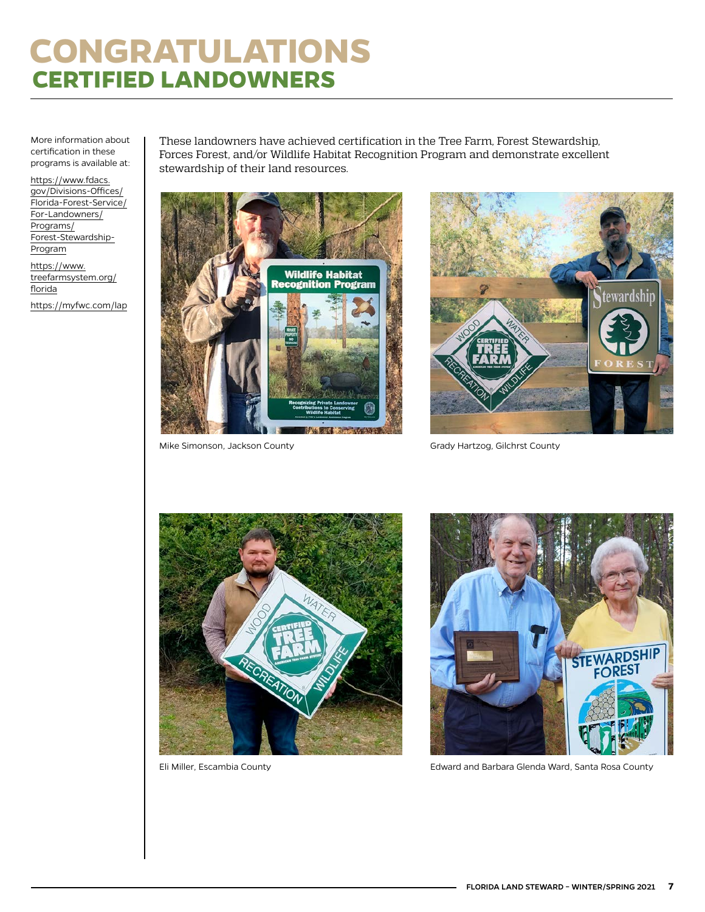# CONGRATULATIONS
## CERTIFIED LANDOWNERS

More information about certification in these programs is available at:

https://www.fdacs.gov/Divisions-Offices/Florida-Forest-Service/For-Landowners/Programs/Forest-Stewardship-Program

https://www.treefarmsystem.org/florida

https://myfwc.com/lap

These landowners have achieved certification in the Tree Farm, Forest Stewardship, Forces Forest, and/or Wildlife Habitat Recognition Program and demonstrate excellent stewardship of their land resources.

Mike Simonson, Jackson County

Grady Hartzog, Gilchrst County

Eli Miller, Escambia County

Edward and Barbara Glenda Ward, Santa Rosa County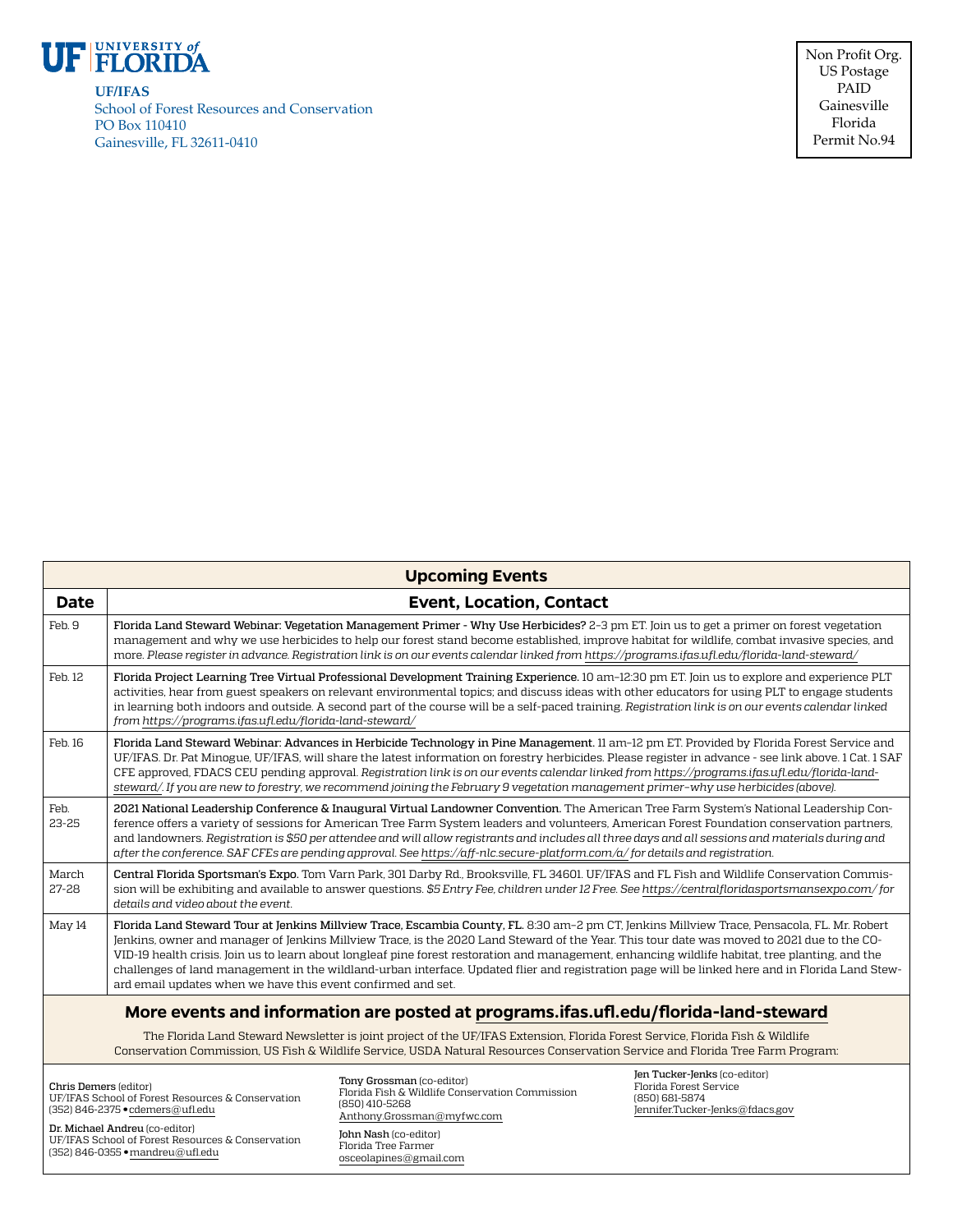**UF | UNIVERSITY of FLORIDA**

**UF/IFAS**
School of Forest Resources and Conservation
PO Box 110410
Gainesville, FL 32611-0410

Non Profit Org.
US Postage
PAID
Gainesville
Florida
Permit No.94

## Upcoming Events

| Date | Event, Location, Contact |
|---|---|
| Feb. 9 | **Florida Land Steward Webinar: Vegetation Management Primer - Why Use Herbicides?** 2–3 pm ET. Join us to get a primer on forest vegetation management and why we use herbicides to help our forest stand become established, improve habitat for wildlife, combat invasive species, and more. *Please register in advance. Registration link is on our events calendar linked from https://programs.ifas.ufl.edu/florida-land-steward/* |
| Feb. 12 | **Florida Project Learning Tree Virtual Professional Development Training Experience.** 10 am–12:30 pm ET. Join us to explore and experience PLT activities, hear from guest speakers on relevant environmental topics; and discuss ideas with other educators for using PLT to engage students in learning both indoors and outside. A second part of the course will be a self-paced training. *Registration link is on our events calendar linked from https://programs.ifas.ufl.edu/florida-land-steward/* |
| Feb. 16 | **Florida Land Steward Webinar: Advances in Herbicide Technology in Pine Management.** 11 am–12 pm ET. Provided by Florida Forest Service and UF/IFAS. Dr. Pat Minogue, UF/IFAS, will share the latest information on forestry herbicides. Please register in advance - see link above. 1 Cat. 1 SAF CFE approved, FDACS CEU pending approval. *Registration link is on our events calendar linked from https://programs.ifas.ufl.edu/florida-land-steward/. If you are new to forestry, we recommend joining the February 9 vegetation management primer–why use herbicides (above).* |
| Feb. 23-25 | **2021 National Leadership Conference & Inaugural Virtual Landowner Convention.** The American Tree Farm System's National Leadership Conference offers a variety of sessions for American Tree Farm System leaders and volunteers, American Forest Foundation conservation partners, and landowners. *Registration is $50 per attendee and will allow registrants and includes all three days and all sessions and materials during and after the conference. SAF CFEs are pending approval. See https://aff-nlc.secure-platform.com/a/ for details and registration.* |
| March 27-28 | **Central Florida Sportsman's Expo.** Tom Varn Park, 301 Darby Rd., Brooksville, FL 34601. UF/IFAS and FL Fish and Wildlife Conservation Commission will be exhibiting and available to answer questions. *$5 Entry Fee, children under 12 Free. See https://centralfloridasportsmansexpo.com/ for details and video about the event.* |
| May 14 | **Florida Land Steward Tour at Jenkins Millview Trace, Escambia County, FL.** 8:30 am–2 pm CT, Jenkins Millview Trace, Pensacola, FL. Mr. Robert Jenkins, owner and manager of Jenkins Millview Trace, is the 2020 Land Steward of the Year. This tour date was moved to 2021 due to the COVID-19 health crisis. Join us to learn about longleaf pine forest restoration and management, enhancing wildlife habitat, tree planting, and the challenges of land management in the wildland-urban interface. Updated flier and registration page will be linked here and in Florida Land Steward email updates when we have this event confirmed and set. |

### More events and information are posted at programs.ifas.ufl.edu/florida-land-steward

The Florida Land Steward Newsletter is joint project of the UF/IFAS Extension, Florida Forest Service, Florida Fish & Wildlife Conservation Commission, US Fish & Wildlife Service, USDA Natural Resources Conservation Service and Florida Tree Farm Program:

**Chris Demers** (editor)
UF/IFAS School of Forest Resources & Conservation
(352) 846-2375 • cdemers@ufl.edu

**Dr. Michael Andreu** (co-editor)
UF/IFAS School of Forest Resources & Conservation
(352) 846-0355 • mandreu@ufl.edu

**Tony Grossman** (co-editor)
Florida Fish & Wildlife Conservation Commission
(850) 410-5268
Anthony.Grossman@myfwc.com

**John Nash** (co-editor)
Florida Tree Farmer
osceolapines@gmail.com

**Jen Tucker-Jenks** (co-editor)
Florida Forest Service
(850) 681-5874
Jennifer.Tucker-Jenks@fdacs.gov